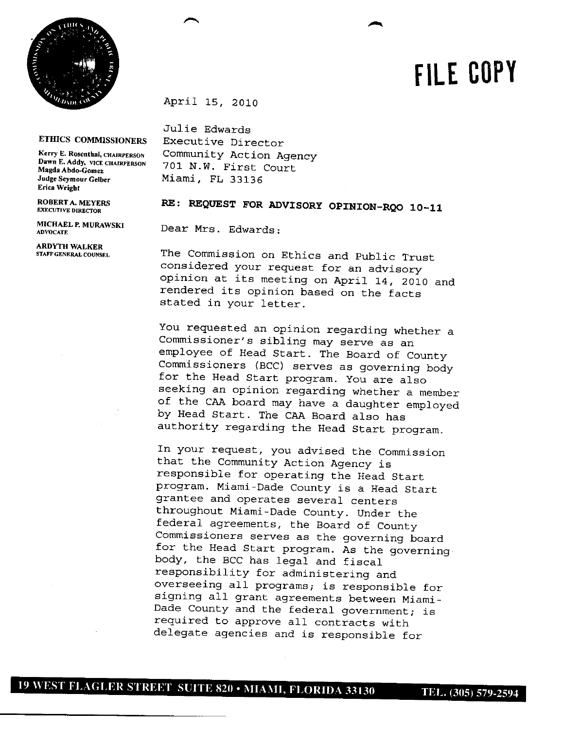**FILE COPY**

**ETHICS COMMISSIONERS**

Kerry E. Rosenthal, CHAIRPERSON
Dawn E. Addy, VICE CHAIRPERSON
Magda Abdo-Gomez
Judge Seymour Gelber
Erica Wright

**ROBERT A. MEYERS**
EXECUTIVE DIRECTOR

**MICHAEL P. MURAWSKI**
ADVOCATE

**ARDYTH WALKER**
STAFF GENERAL COUNSEL

April 15, 2010

Julie Edwards
Executive Director
Community Action Agency
701 N.W. First Court
Miami, FL 33136

**RE: REQUEST FOR ADVISORY OPINION-RQO 10-11**

Dear Mrs. Edwards:

The Commission on Ethics and Public Trust considered your request for an advisory opinion at its meeting on April 14, 2010 and rendered its opinion based on the facts stated in your letter.

You requested an opinion regarding whether a Commissioner's sibling may serve as an employee of Head Start. The Board of County Commissioners (BCC) serves as governing body for the Head Start program. You are also seeking an opinion regarding whether a member of the CAA board may have a daughter employed by Head Start. The CAA Board also has authority regarding the Head Start program.

In your request, you advised the Commission that the Community Action Agency is responsible for operating the Head Start program. Miami-Dade County is a Head Start grantee and operates several centers throughout Miami-Dade County. Under the federal agreements, the Board of County Commissioners serves as the governing board for the Head Start program. As the governing body, the BCC has legal and fiscal responsibility for administering and overseeing all programs; is responsible for signing all grant agreements between Miami-Dade County and the federal government; is required to approve all contracts with delegate agencies and is responsible for

19 WEST FLAGLER STREET SUITE 820 • MIAMI, FLORIDA 33130 TEL. (305) 579-2594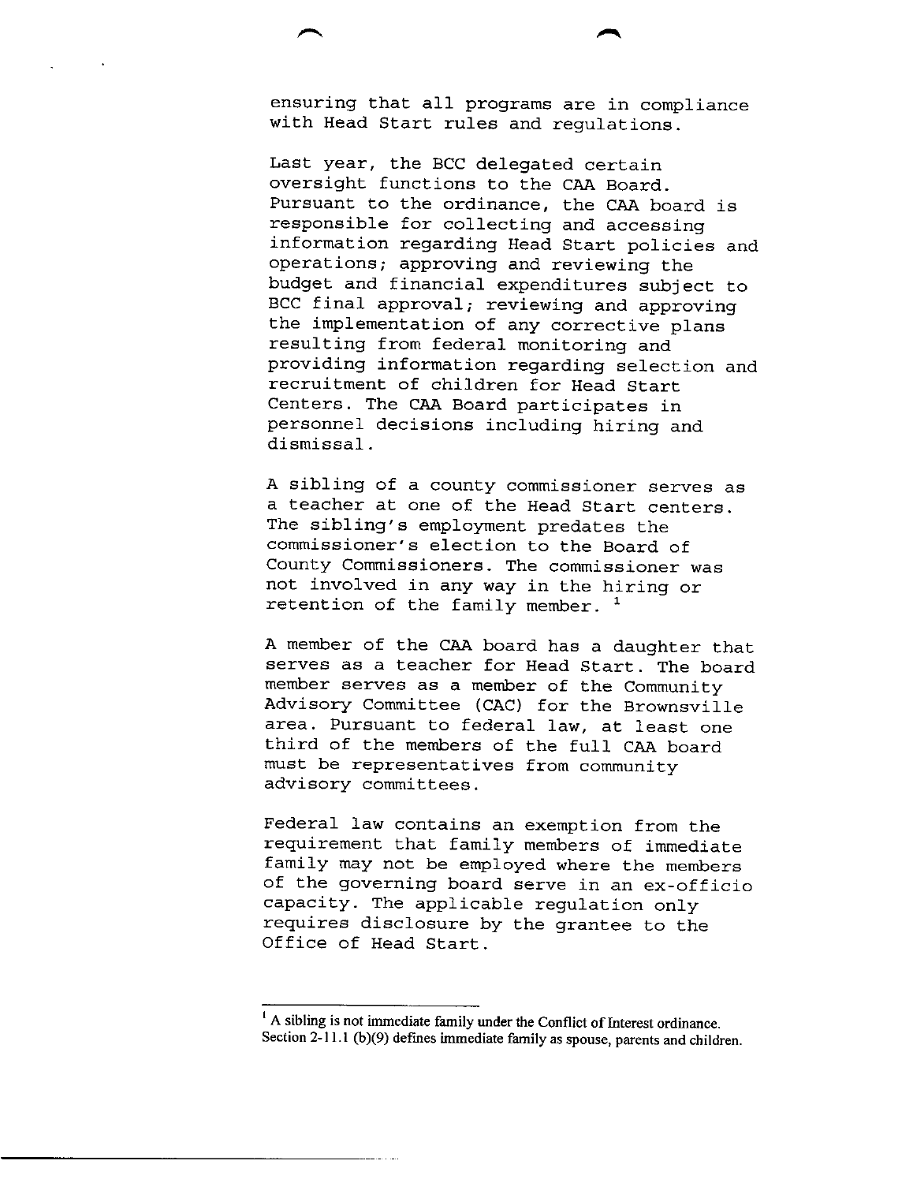ensuring that all programs are in compliance with Head Start rules and regulations.

Last year, the BCC delegated certain oversight functions to the CAA Board. Pursuant to the ordinance, the CAA board is responsible for collecting and accessing information regarding Head Start policies and operations; approving and reviewing the budget and financial expenditures subject to BCC final approval; reviewing and approving the implementation of any corrective plans resulting from federal monitoring and providing information regarding selection and recruitment of children for Head Start Centers. The CAA Board participates in personnel decisions including hiring and dismissal.

A sibling of a county commissioner serves as a teacher at one of the Head Start centers. The sibling's employment predates the commissioner's election to the Board of County Commissioners. The commissioner was not involved in any way in the hiring or retention of the family member. [1]

A member of the CAA board has a daughter that serves as a teacher for Head Start. The board member serves as a member of the Community Advisory Committee (CAC) for the Brownsville area. Pursuant to federal law, at least one third of the members of the full CAA board must be representatives from community advisory committees.

Federal law contains an exemption from the requirement that family members of immediate family may not be employed where the members of the governing board serve in an ex-officio capacity. The applicable regulation only requires disclosure by the grantee to the Office of Head Start.

---

[1] A sibling is not immediate family under the Conflict of Interest ordinance. Section 2-11.1 (b)(9) defines immediate family as spouse, parents and children.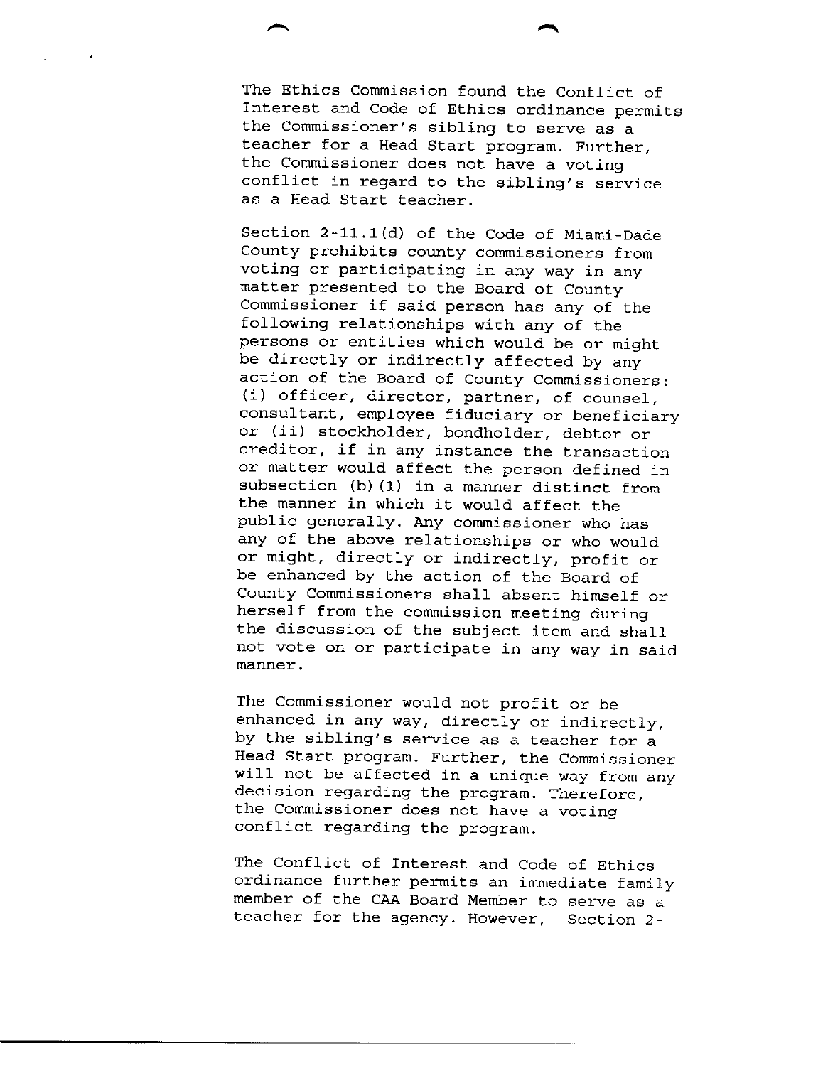The Ethics Commission found the Conflict of Interest and Code of Ethics ordinance permits the Commissioner's sibling to serve as a teacher for a Head Start program. Further, the Commissioner does not have a voting conflict in regard to the sibling's service as a Head Start teacher.

Section 2-11.1(d) of the Code of Miami-Dade County prohibits county commissioners from voting or participating in any way in any matter presented to the Board of County Commissioner if said person has any of the following relationships with any of the persons or entities which would be or might be directly or indirectly affected by any action of the Board of County Commissioners: (i) officer, director, partner, of counsel, consultant, employee fiduciary or beneficiary or (ii) stockholder, bondholder, debtor or creditor, if in any instance the transaction or matter would affect the person defined in subsection (b)(1) in a manner distinct from the manner in which it would affect the public generally. Any commissioner who has any of the above relationships or who would or might, directly or indirectly, profit or be enhanced by the action of the Board of County Commissioners shall absent himself or herself from the commission meeting during the discussion of the subject item and shall not vote on or participate in any way in said manner.

The Commissioner would not profit or be enhanced in any way, directly or indirectly, by the sibling's service as a teacher for a Head Start program. Further, the Commissioner will not be affected in a unique way from any decision regarding the program. Therefore, the Commissioner does not have a voting conflict regarding the program.

The Conflict of Interest and Code of Ethics ordinance further permits an immediate family member of the CAA Board Member to serve as a teacher for the agency. However, Section 2-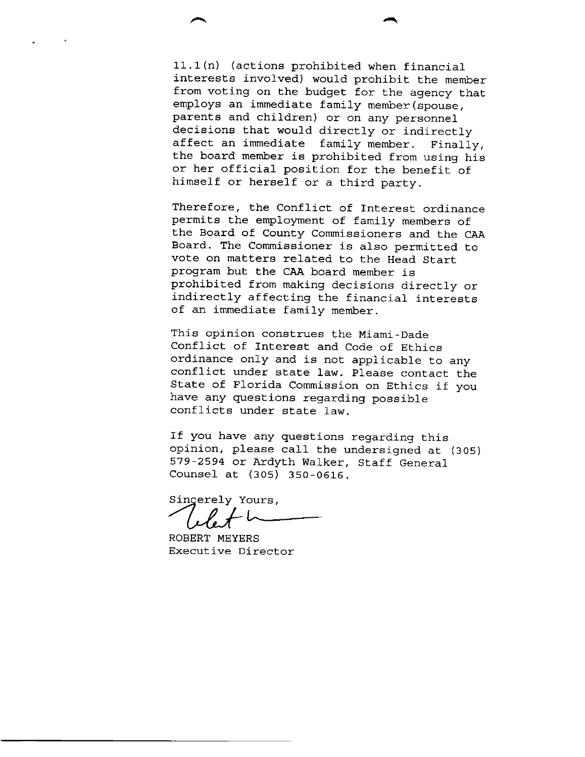11.1(n) (actions prohibited when financial interests involved) would prohibit the member from voting on the budget for the agency that employs an immediate family member(spouse, parents and children) or on any personnel decisions that would directly or indirectly affect an immediate family member. Finally, the board member is prohibited from using his or her official position for the benefit of himself or herself or a third party.

Therefore, the Conflict of Interest ordinance permits the employment of family members of the Board of County Commissioners and the CAA Board. The Commissioner is also permitted to vote on matters related to the Head Start program but the CAA board member is prohibited from making decisions directly or indirectly affecting the financial interests of an immediate family member.

This opinion construes the Miami-Dade Conflict of Interest and Code of Ethics ordinance only and is not applicable to any conflict under state law. Please contact the State of Florida Commission on Ethics if you have any questions regarding possible conflicts under state law.

If you have any questions regarding this opinion, please call the undersigned at (305) 579-2594 or Ardyth Walker, Staff General Counsel at (305) 350-0616.

Sincerely Yours,

ROBERT MEYERS
Executive Director